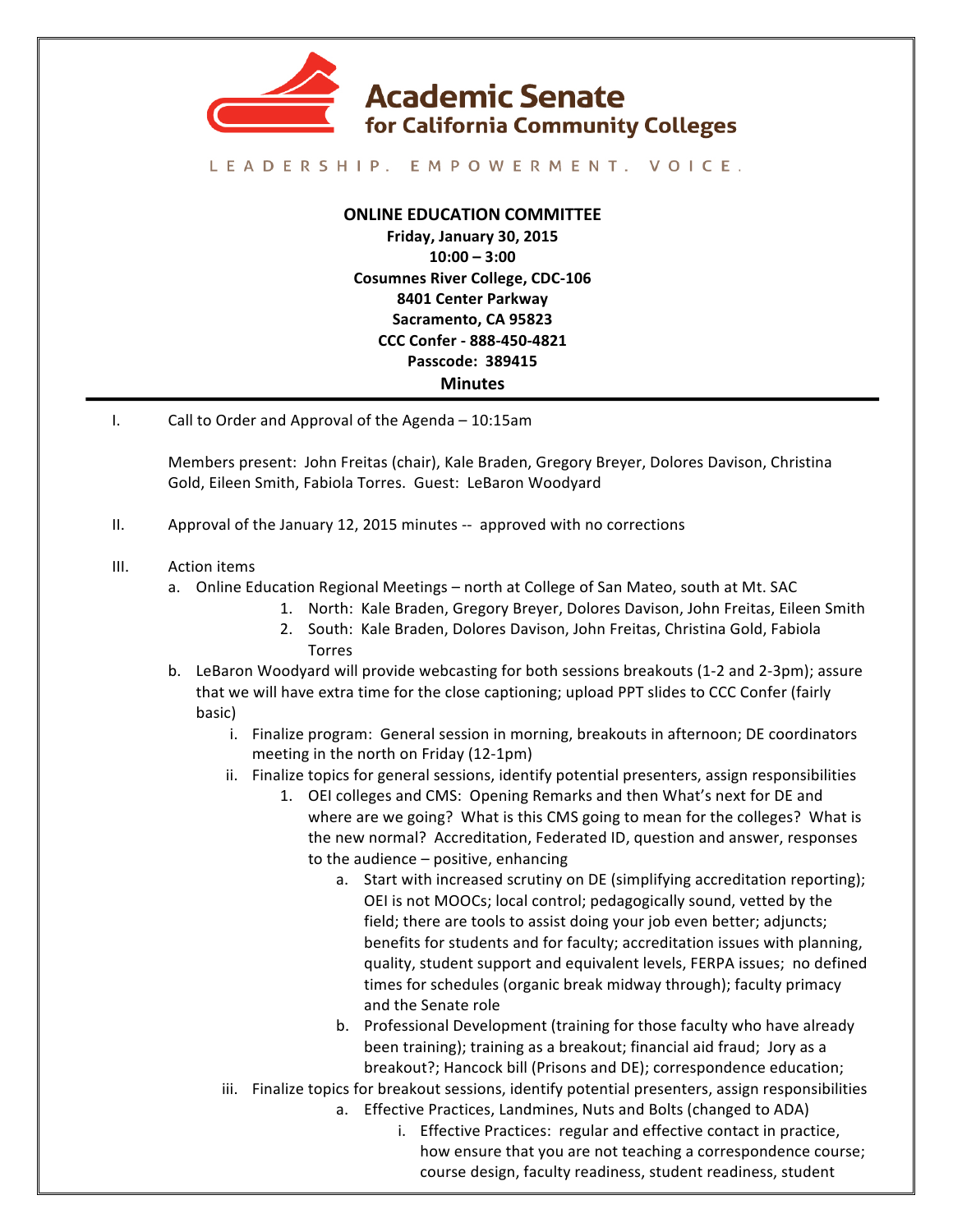**Academic Senate for California Community Colleges**

LEADERSHIP. EMPOWERMENT. VOICE.

**ONLINE EDUCATION COMMITTEE**
**Friday, January 30, 2015**
**10:00 – 3:00**
**Cosumnes River College, CDC-106**
**8401 Center Parkway**
**Sacramento, CA 95823**
**CCC Confer - 888-450-4821**
**Passcode: 389415**

# Minutes

I. Call to Order and Approval of the Agenda – 10:15am

Members present: John Freitas (chair), Kale Braden, Gregory Breyer, Dolores Davison, Christina Gold, Eileen Smith, Fabiola Torres. Guest: LeBaron Woodyard

II. Approval of the January 12, 2015 minutes -- approved with no corrections

III. Action items

- a. Online Education Regional Meetings – north at College of San Mateo, south at Mt. SAC
    1. North: Kale Braden, Gregory Breyer, Dolores Davison, John Freitas, Eileen Smith
    2. South: Kale Braden, Dolores Davison, John Freitas, Christina Gold, Fabiola Torres
- b. LeBaron Woodyard will provide webcasting for both sessions breakouts (1-2 and 2-3pm); assure that we will have extra time for the close captioning; upload PPT slides to CCC Confer (fairly basic)
    - i. Finalize program: General session in morning, breakouts in afternoon; DE coordinators meeting in the north on Friday (12-1pm)
    - ii. Finalize topics for general sessions, identify potential presenters, assign responsibilities
        1. OEI colleges and CMS: Opening Remarks and then What's next for DE and where are we going? What is this CMS going to mean for the colleges? What is the new normal? Accreditation, Federated ID, question and answer, responses to the audience – positive, enhancing
            - a. Start with increased scrutiny on DE (simplifying accreditation reporting); OEI is not MOOCs; local control; pedagogically sound, vetted by the field; there are tools to assist doing your job even better; adjuncts; benefits for students and for faculty; accreditation issues with planning, quality, student support and equivalent levels, FERPA issues; no defined times for schedules (organic break midway through); faculty primacy and the Senate role
            - b. Professional Development (training for those faculty who have already been training); training as a breakout; financial aid fraud; Jory as a breakout?; Hancock bill (Prisons and DE); correspondence education;
    - iii. Finalize topics for breakout sessions, identify potential presenters, assign responsibilities
        - a. Effective Practices, Landmines, Nuts and Bolts (changed to ADA)
            - i. Effective Practices: regular and effective contact in practice, how ensure that you are not teaching a correspondence course; course design, faculty readiness, student readiness, student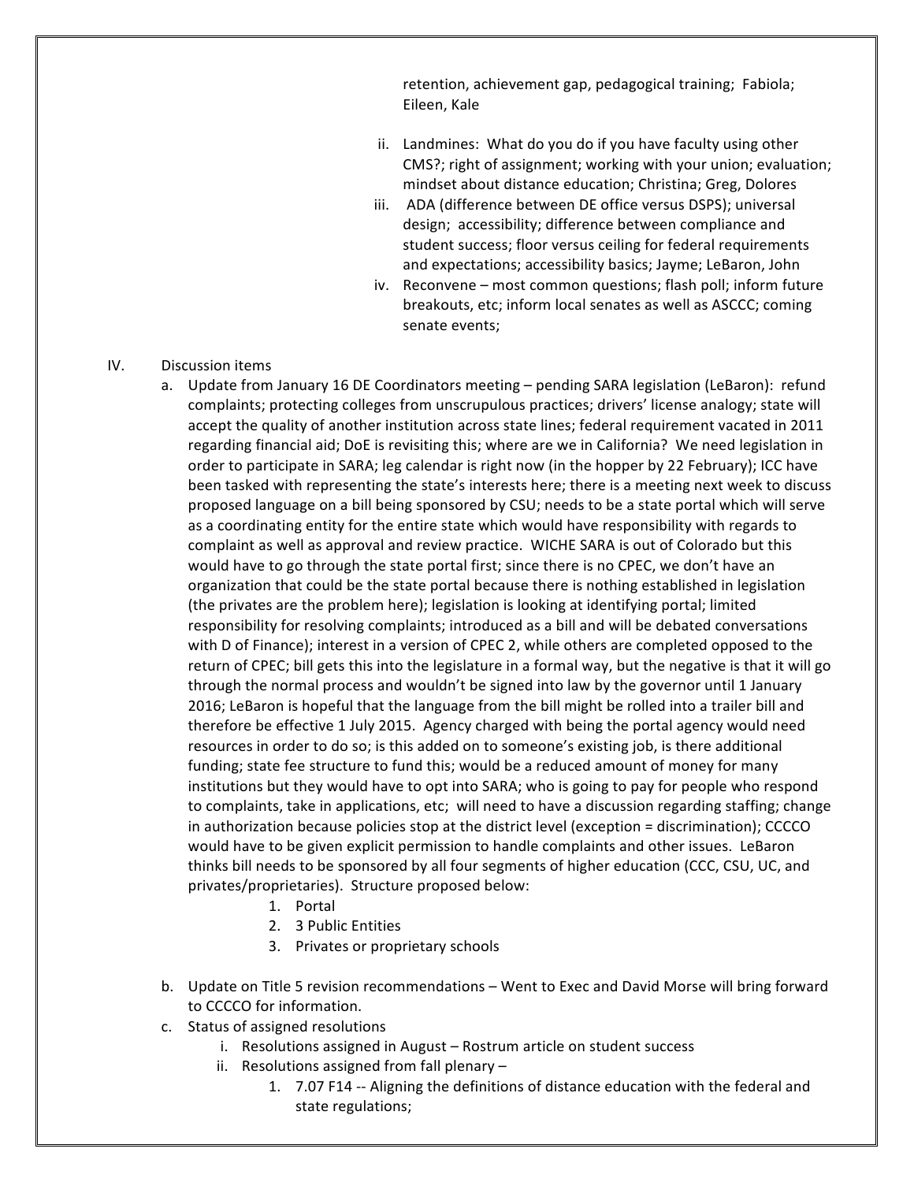retention, achievement gap, pedagogical training; Fabiola; Eileen, Kale

ii. Landmines: What do you do if you have faculty using other CMS?; right of assignment; working with your union; evaluation; mindset about distance education; Christina; Greg, Dolores

iii. ADA (difference between DE office versus DSPS); universal design; accessibility; difference between compliance and student success; floor versus ceiling for federal requirements and expectations; accessibility basics; Jayme; LeBaron, John

iv. Reconvene – most common questions; flash poll; inform future breakouts, etc; inform local senates as well as ASCCC; coming senate events;

IV. Discussion items

a. Update from January 16 DE Coordinators meeting – pending SARA legislation (LeBaron): refund complaints; protecting colleges from unscrupulous practices; drivers' license analogy; state will accept the quality of another institution across state lines; federal requirement vacated in 2011 regarding financial aid; DoE is revisiting this; where are we in California? We need legislation in order to participate in SARA; leg calendar is right now (in the hopper by 22 February); ICC have been tasked with representing the state's interests here; there is a meeting next week to discuss proposed language on a bill being sponsored by CSU; needs to be a state portal which will serve as a coordinating entity for the entire state which would have responsibility with regards to complaint as well as approval and review practice. WICHE SARA is out of Colorado but this would have to go through the state portal first; since there is no CPEC, we don't have an organization that could be the state portal because there is nothing established in legislation (the privates are the problem here); legislation is looking at identifying portal; limited responsibility for resolving complaints; introduced as a bill and will be debated conversations with D of Finance); interest in a version of CPEC 2, while others are completed opposed to the return of CPEC; bill gets this into the legislature in a formal way, but the negative is that it will go through the normal process and wouldn't be signed into law by the governor until 1 January 2016; LeBaron is hopeful that the language from the bill might be rolled into a trailer bill and therefore be effective 1 July 2015. Agency charged with being the portal agency would need resources in order to do so; is this added on to someone's existing job, is there additional funding; state fee structure to fund this; would be a reduced amount of money for many institutions but they would have to opt into SARA; who is going to pay for people who respond to complaints, take in applications, etc; will need to have a discussion regarding staffing; change in authorization because policies stop at the district level (exception = discrimination); CCCCO would have to be given explicit permission to handle complaints and other issues. LeBaron thinks bill needs to be sponsored by all four segments of higher education (CCC, CSU, UC, and privates/proprietaries). Structure proposed below:

1. Portal
2. 3 Public Entities
3. Privates or proprietary schools

b. Update on Title 5 revision recommendations – Went to Exec and David Morse will bring forward to CCCCO for information.

c. Status of assigned resolutions

i. Resolutions assigned in August – Rostrum article on student success

ii. Resolutions assigned from fall plenary –

1. 7.07 F14 -- Aligning the definitions of distance education with the federal and state regulations;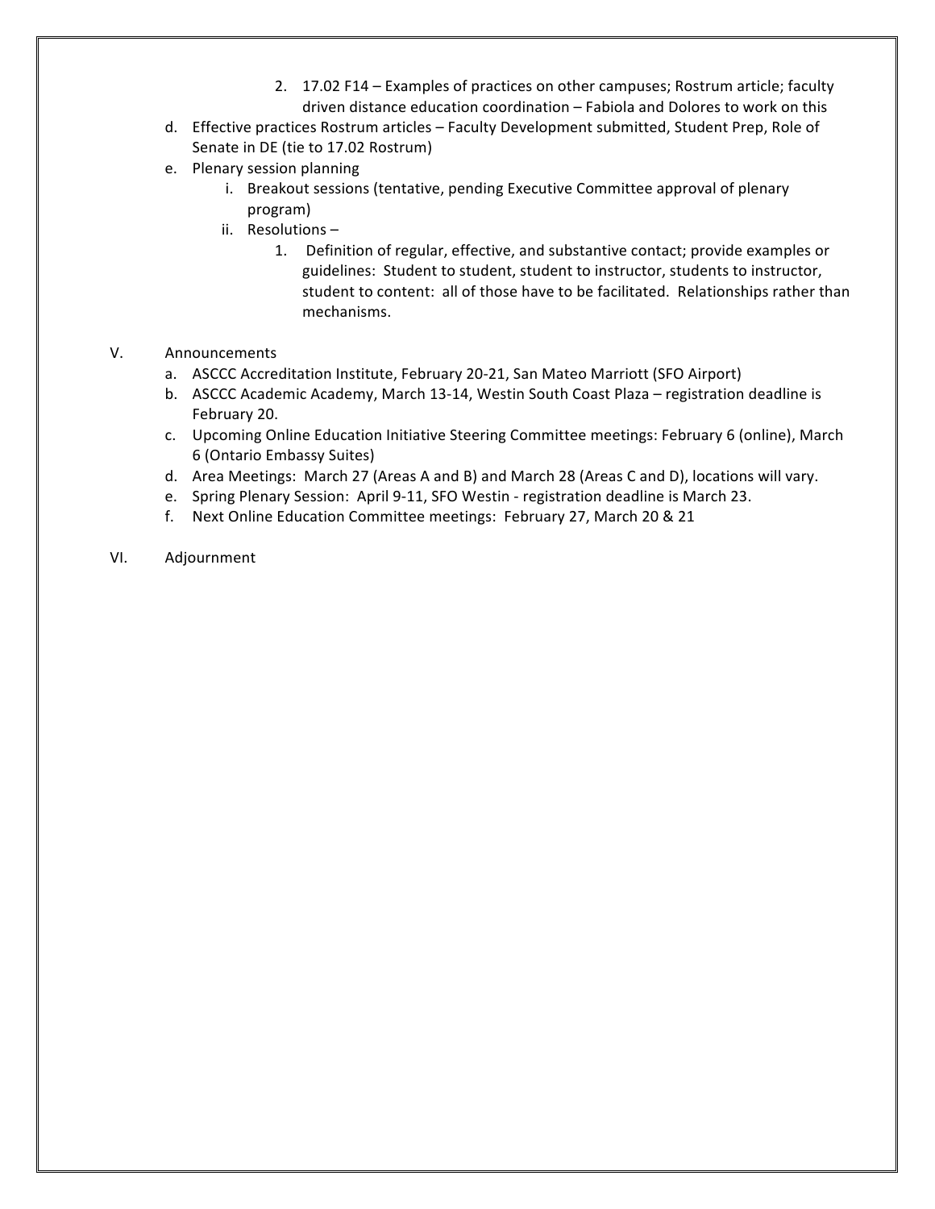2. 17.02 F14 – Examples of practices on other campuses; Rostrum article; faculty driven distance education coordination – Fabiola and Dolores to work on this

d. Effective practices Rostrum articles – Faculty Development submitted, Student Prep, Role of Senate in DE (tie to 17.02 Rostrum)

e. Plenary session planning

   i. Breakout sessions (tentative, pending Executive Committee approval of plenary program)

   ii. Resolutions –

      1. Definition of regular, effective, and substantive contact; provide examples or guidelines: Student to student, student to instructor, students to instructor, student to content: all of those have to be facilitated. Relationships rather than mechanisms.

V. Announcements

   a. ASCCC Accreditation Institute, February 20-21, San Mateo Marriott (SFO Airport)
   b. ASCCC Academic Academy, March 13-14, Westin South Coast Plaza – registration deadline is February 20.
   c. Upcoming Online Education Initiative Steering Committee meetings: February 6 (online), March 6 (Ontario Embassy Suites)
   d. Area Meetings: March 27 (Areas A and B) and March 28 (Areas C and D), locations will vary.
   e. Spring Plenary Session: April 9-11, SFO Westin - registration deadline is March 23.
   f. Next Online Education Committee meetings: February 27, March 20 & 21

VI. Adjournment